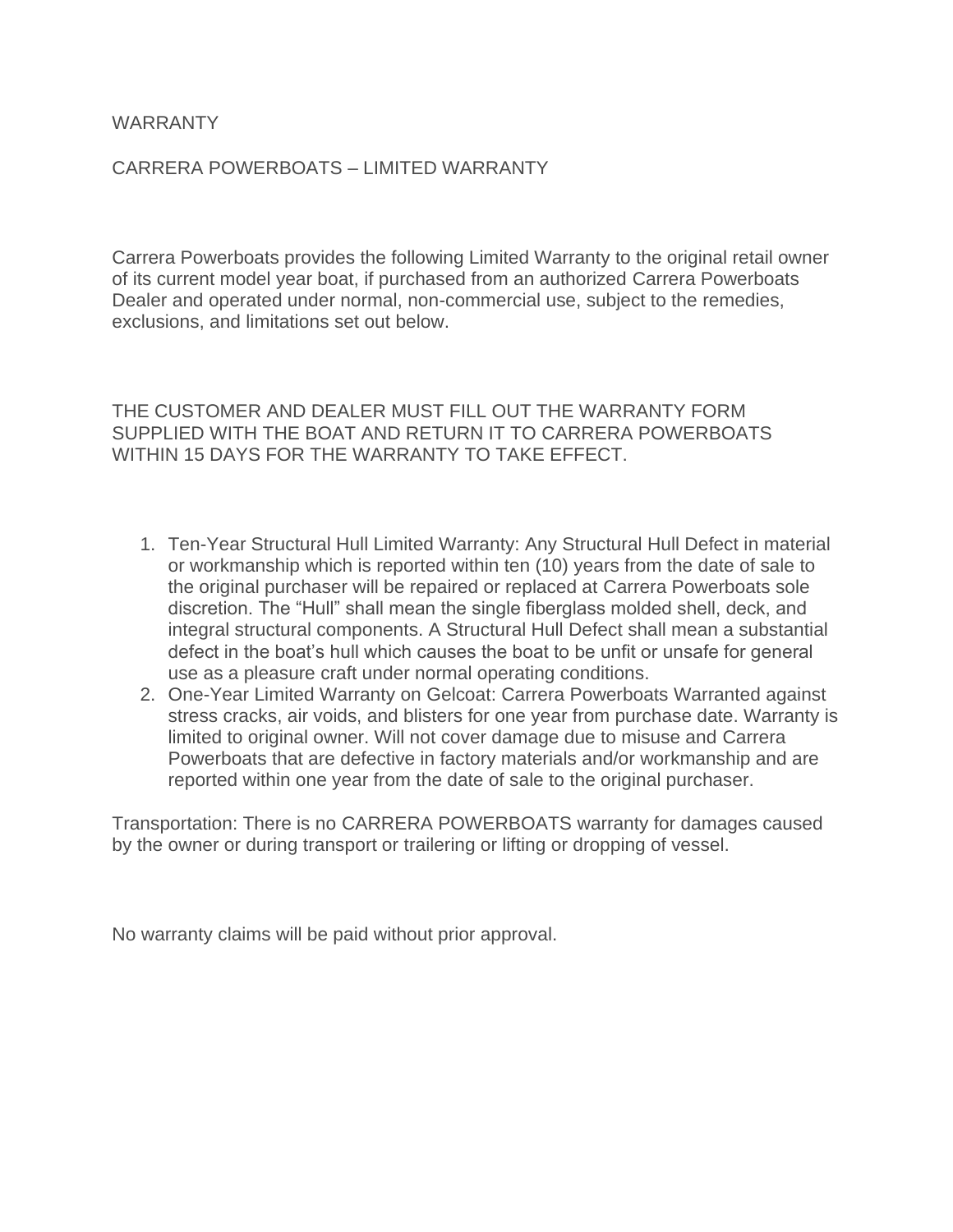# WARRANTY

## CARRERA POWERBOATS – LIMITED WARRANTY

Carrera Powerboats provides the following Limited Warranty to the original retail owner of its current model year boat, if purchased from an authorized Carrera Powerboats Dealer and operated under normal, non-commercial use, subject to the remedies, exclusions, and limitations set out below.

THE CUSTOMER AND DEALER MUST FILL OUT THE WARRANTY FORM SUPPLIED WITH THE BOAT AND RETURN IT TO CARRERA POWERBOATS WITHIN 15 DAYS FOR THE WARRANTY TO TAKE EFFECT.

1. Ten-Year Structural Hull Limited Warranty: Any Structural Hull Defect in material or workmanship which is reported within ten (10) years from the date of sale to the original purchaser will be repaired or replaced at Carrera Powerboats sole discretion. The "Hull" shall mean the single fiberglass molded shell, deck, and integral structural components. A Structural Hull Defect shall mean a substantial defect in the boat's hull which causes the boat to be unfit or unsafe for general use as a pleasure craft under normal operating conditions.
2. One-Year Limited Warranty on Gelcoat: Carrera Powerboats Warranted against stress cracks, air voids, and blisters for one year from purchase date. Warranty is limited to original owner. Will not cover damage due to misuse and Carrera Powerboats that are defective in factory materials and/or workmanship and are reported within one year from the date of sale to the original purchaser.

Transportation: There is no CARRERA POWERBOATS warranty for damages caused by the owner or during transport or trailering or lifting or dropping of vessel.

No warranty claims will be paid without prior approval.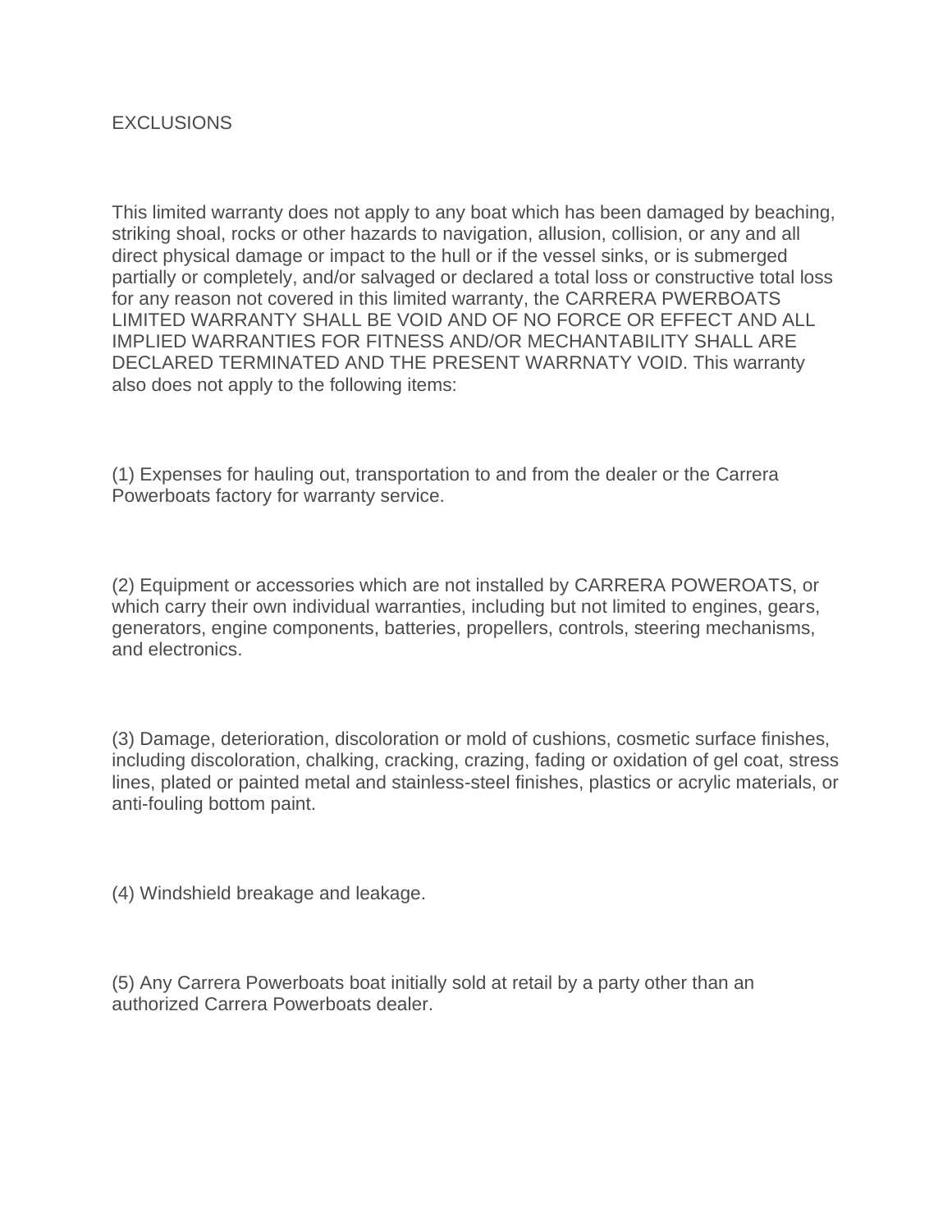EXCLUSIONS

This limited warranty does not apply to any boat which has been damaged by beaching, striking shoal, rocks or other hazards to navigation, allusion, collision, or any and all direct physical damage or impact to the hull or if the vessel sinks, or is submerged partially or completely, and/or salvaged or declared a total loss or constructive total loss for any reason not covered in this limited warranty, the CARRERA PWERBOATS LIMITED WARRANTY SHALL BE VOID AND OF NO FORCE OR EFFECT AND ALL IMPLIED WARRANTIES FOR FITNESS AND/OR MECHANTABILITY SHALL ARE DECLARED TERMINATED AND THE PRESENT WARRNATY VOID. This warranty also does not apply to the following items:

(1) Expenses for hauling out, transportation to and from the dealer or the Carrera Powerboats factory for warranty service.

(2) Equipment or accessories which are not installed by CARRERA POWEROATS, or which carry their own individual warranties, including but not limited to engines, gears, generators, engine components, batteries, propellers, controls, steering mechanisms, and electronics.

(3) Damage, deterioration, discoloration or mold of cushions, cosmetic surface finishes, including discoloration, chalking, cracking, crazing, fading or oxidation of gel coat, stress lines, plated or painted metal and stainless-steel finishes, plastics or acrylic materials, or anti-fouling bottom paint.

(4) Windshield breakage and leakage.

(5) Any Carrera Powerboats boat initially sold at retail by a party other than an authorized Carrera Powerboats dealer.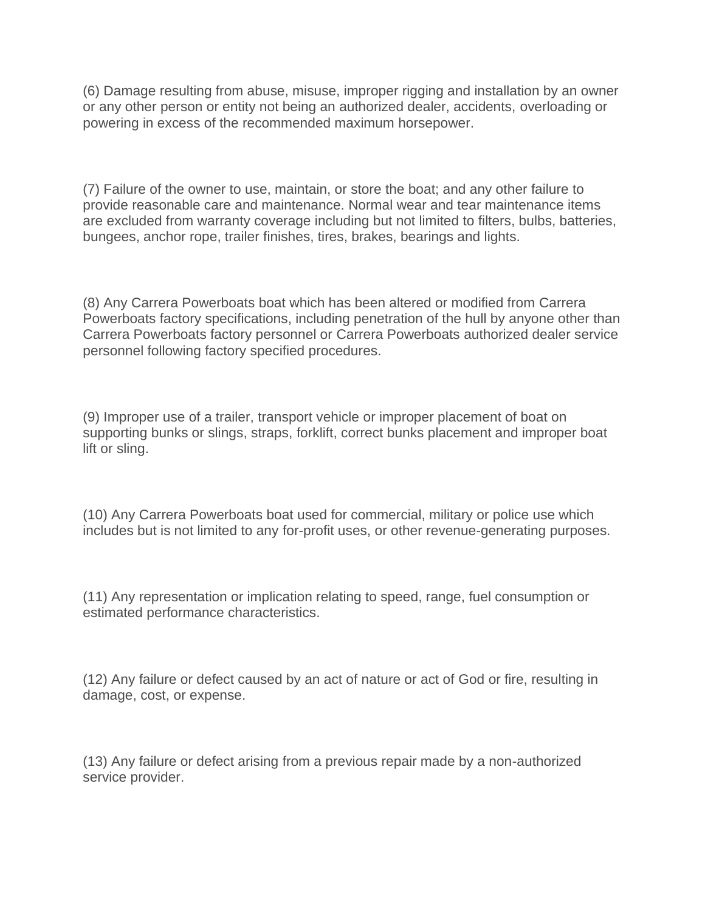(6) Damage resulting from abuse, misuse, improper rigging and installation by an owner or any other person or entity not being an authorized dealer, accidents, overloading or powering in excess of the recommended maximum horsepower.

(7) Failure of the owner to use, maintain, or store the boat; and any other failure to provide reasonable care and maintenance. Normal wear and tear maintenance items are excluded from warranty coverage including but not limited to filters, bulbs, batteries, bungees, anchor rope, trailer finishes, tires, brakes, bearings and lights.

(8) Any Carrera Powerboats boat which has been altered or modified from Carrera Powerboats factory specifications, including penetration of the hull by anyone other than Carrera Powerboats factory personnel or Carrera Powerboats authorized dealer service personnel following factory specified procedures.

(9) Improper use of a trailer, transport vehicle or improper placement of boat on supporting bunks or slings, straps, forklift, correct bunks placement and improper boat lift or sling.

(10) Any Carrera Powerboats boat used for commercial, military or police use which includes but is not limited to any for-profit uses, or other revenue-generating purposes.

(11) Any representation or implication relating to speed, range, fuel consumption or estimated performance characteristics.

(12) Any failure or defect caused by an act of nature or act of God or fire, resulting in damage, cost, or expense.

(13) Any failure or defect arising from a previous repair made by a non-authorized service provider.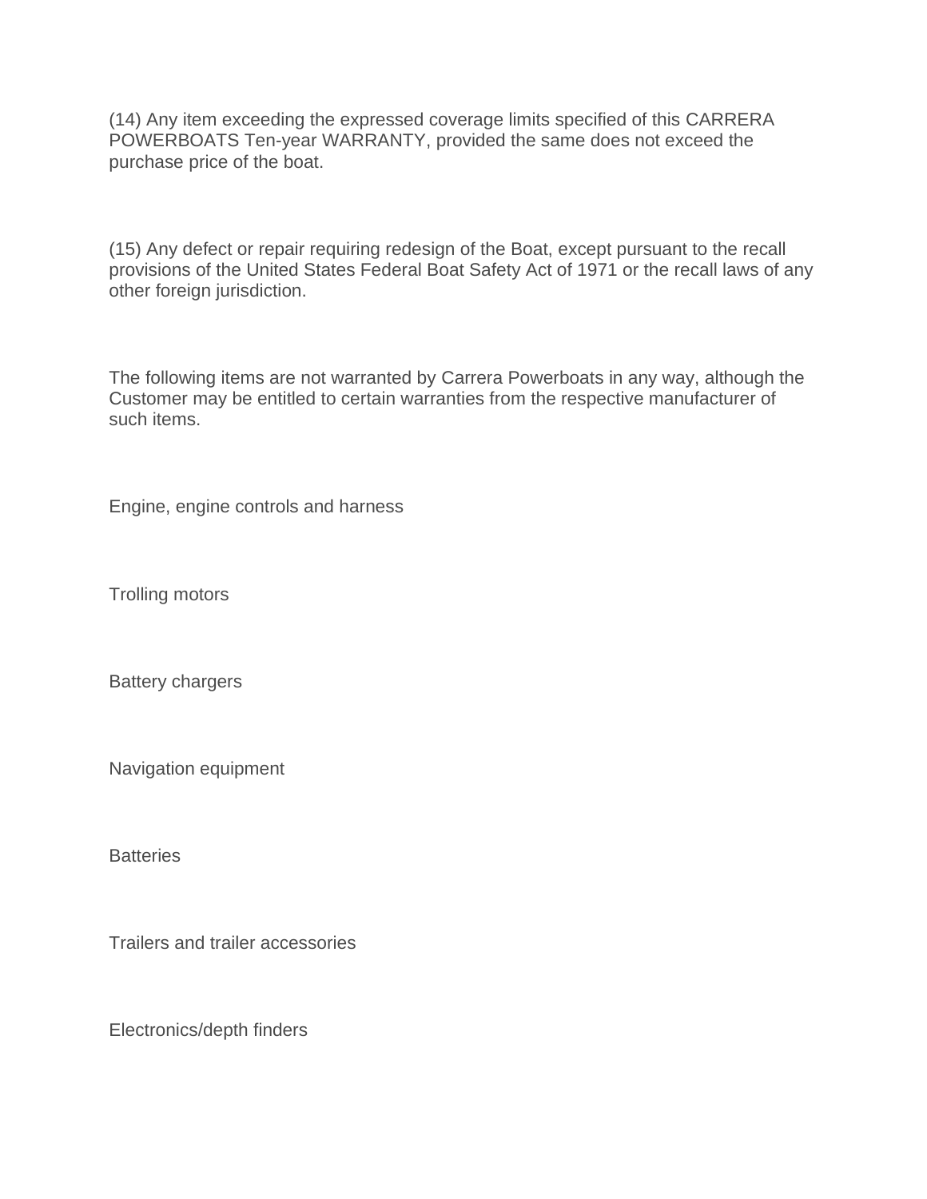(14) Any item exceeding the expressed coverage limits specified of this CARRERA POWERBOATS Ten-year WARRANTY, provided the same does not exceed the purchase price of the boat.

(15) Any defect or repair requiring redesign of the Boat, except pursuant to the recall provisions of the United States Federal Boat Safety Act of 1971 or the recall laws of any other foreign jurisdiction.

The following items are not warranted by Carrera Powerboats in any way, although the Customer may be entitled to certain warranties from the respective manufacturer of such items.

Engine, engine controls and harness

Trolling motors

Battery chargers

Navigation equipment

Batteries

Trailers and trailer accessories

Electronics/depth finders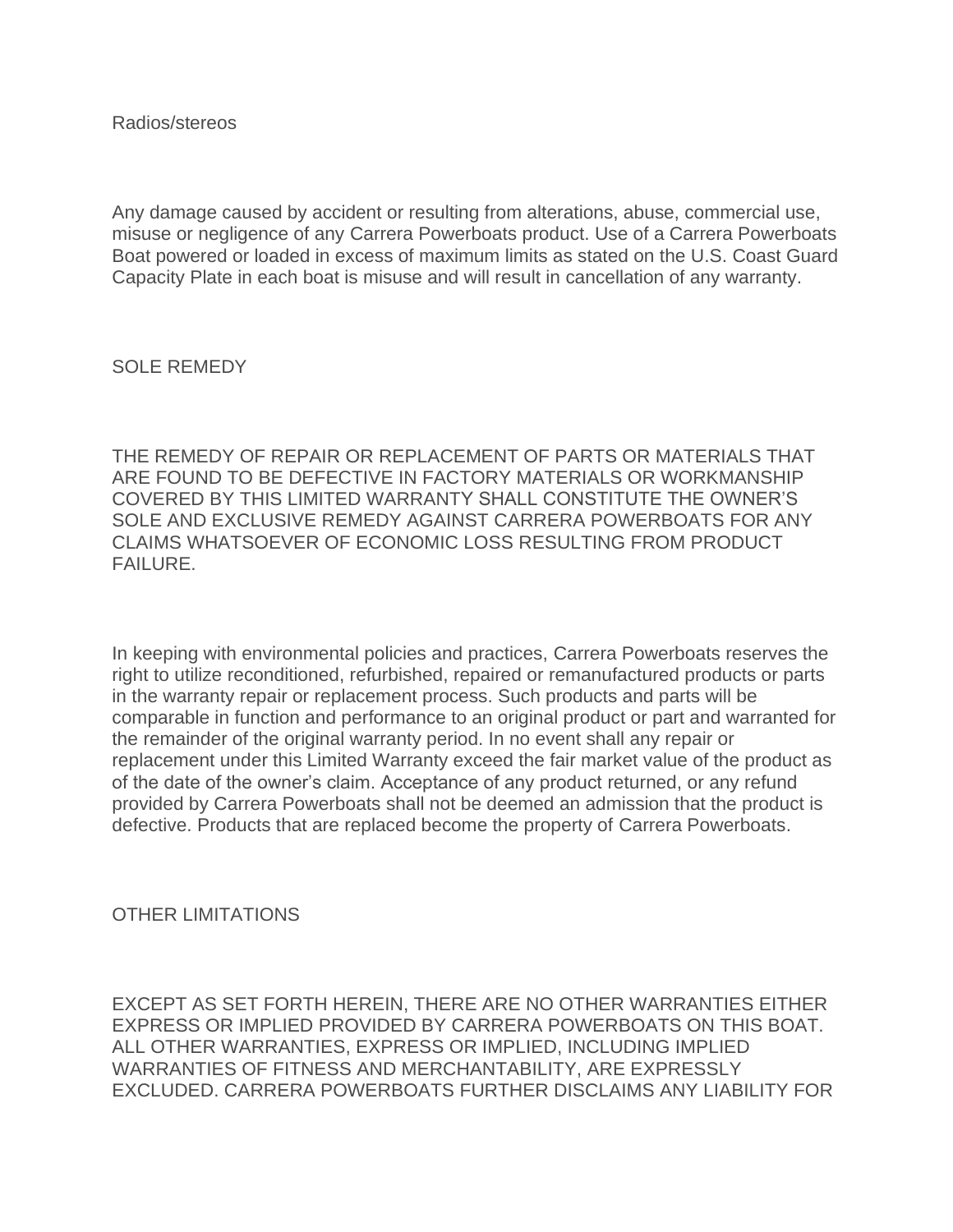Radios/stereos

Any damage caused by accident or resulting from alterations, abuse, commercial use, misuse or negligence of any Carrera Powerboats product. Use of a Carrera Powerboats Boat powered or loaded in excess of maximum limits as stated on the U.S. Coast Guard Capacity Plate in each boat is misuse and will result in cancellation of any warranty.

## SOLE REMEDY

THE REMEDY OF REPAIR OR REPLACEMENT OF PARTS OR MATERIALS THAT ARE FOUND TO BE DEFECTIVE IN FACTORY MATERIALS OR WORKMANSHIP COVERED BY THIS LIMITED WARRANTY SHALL CONSTITUTE THE OWNER'S SOLE AND EXCLUSIVE REMEDY AGAINST CARRERA POWERBOATS FOR ANY CLAIMS WHATSOEVER OF ECONOMIC LOSS RESULTING FROM PRODUCT FAILURE.

In keeping with environmental policies and practices, Carrera Powerboats reserves the right to utilize reconditioned, refurbished, repaired or remanufactured products or parts in the warranty repair or replacement process. Such products and parts will be comparable in function and performance to an original product or part and warranted for the remainder of the original warranty period. In no event shall any repair or replacement under this Limited Warranty exceed the fair market value of the product as of the date of the owner's claim. Acceptance of any product returned, or any refund provided by Carrera Powerboats shall not be deemed an admission that the product is defective. Products that are replaced become the property of Carrera Powerboats.

## OTHER LIMITATIONS

EXCEPT AS SET FORTH HEREIN, THERE ARE NO OTHER WARRANTIES EITHER EXPRESS OR IMPLIED PROVIDED BY CARRERA POWERBOATS ON THIS BOAT. ALL OTHER WARRANTIES, EXPRESS OR IMPLIED, INCLUDING IMPLIED WARRANTIES OF FITNESS AND MERCHANTABILITY, ARE EXPRESSLY EXCLUDED. CARRERA POWERBOATS FURTHER DISCLAIMS ANY LIABILITY FOR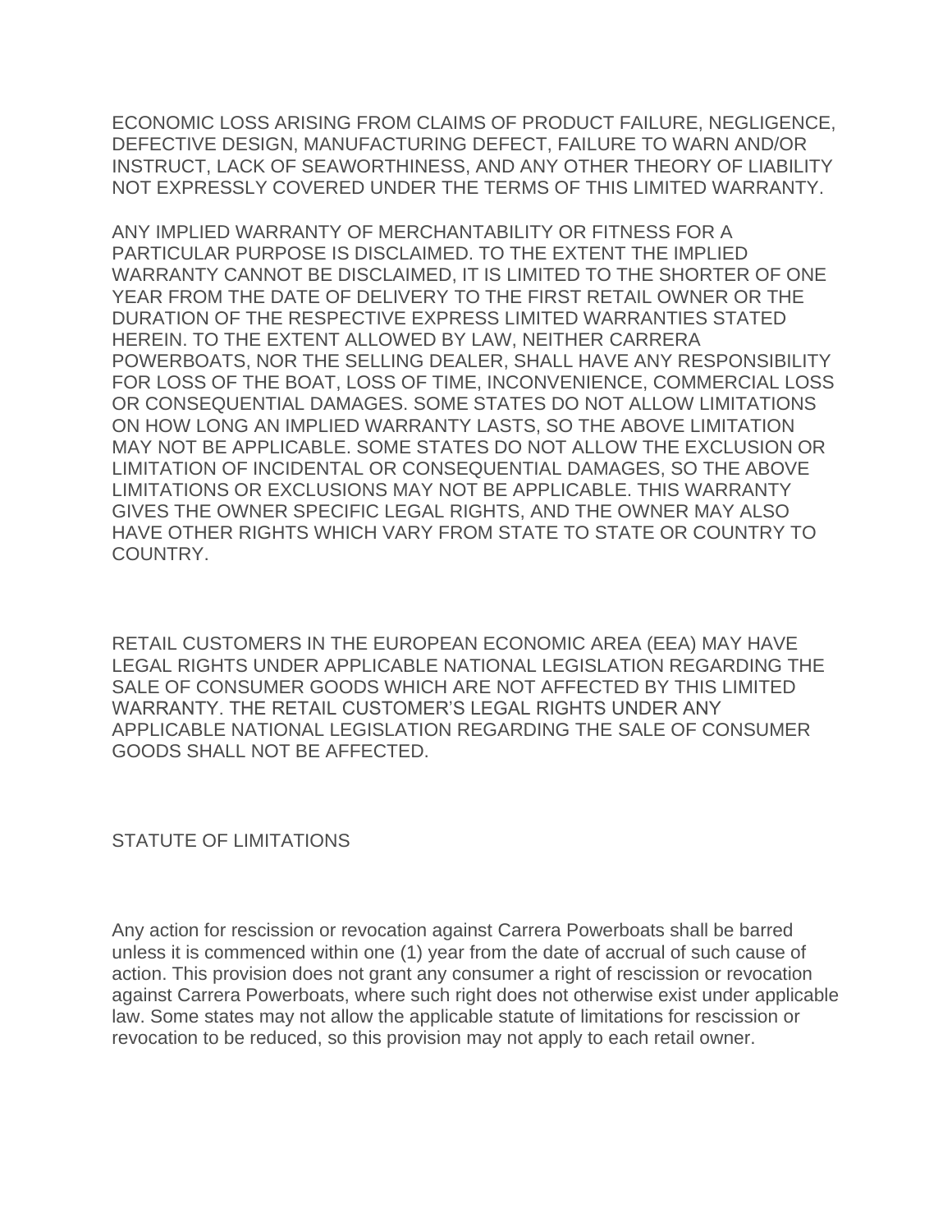ECONOMIC LOSS ARISING FROM CLAIMS OF PRODUCT FAILURE, NEGLIGENCE, DEFECTIVE DESIGN, MANUFACTURING DEFECT, FAILURE TO WARN AND/OR INSTRUCT, LACK OF SEAWORTHINESS, AND ANY OTHER THEORY OF LIABILITY NOT EXPRESSLY COVERED UNDER THE TERMS OF THIS LIMITED WARRANTY.

ANY IMPLIED WARRANTY OF MERCHANTABILITY OR FITNESS FOR A PARTICULAR PURPOSE IS DISCLAIMED. TO THE EXTENT THE IMPLIED WARRANTY CANNOT BE DISCLAIMED, IT IS LIMITED TO THE SHORTER OF ONE YEAR FROM THE DATE OF DELIVERY TO THE FIRST RETAIL OWNER OR THE DURATION OF THE RESPECTIVE EXPRESS LIMITED WARRANTIES STATED HEREIN. TO THE EXTENT ALLOWED BY LAW, NEITHER CARRERA POWERBOATS, NOR THE SELLING DEALER, SHALL HAVE ANY RESPONSIBILITY FOR LOSS OF THE BOAT, LOSS OF TIME, INCONVENIENCE, COMMERCIAL LOSS OR CONSEQUENTIAL DAMAGES. SOME STATES DO NOT ALLOW LIMITATIONS ON HOW LONG AN IMPLIED WARRANTY LASTS, SO THE ABOVE LIMITATION MAY NOT BE APPLICABLE. SOME STATES DO NOT ALLOW THE EXCLUSION OR LIMITATION OF INCIDENTAL OR CONSEQUENTIAL DAMAGES, SO THE ABOVE LIMITATIONS OR EXCLUSIONS MAY NOT BE APPLICABLE. THIS WARRANTY GIVES THE OWNER SPECIFIC LEGAL RIGHTS, AND THE OWNER MAY ALSO HAVE OTHER RIGHTS WHICH VARY FROM STATE TO STATE OR COUNTRY TO COUNTRY.

RETAIL CUSTOMERS IN THE EUROPEAN ECONOMIC AREA (EEA) MAY HAVE LEGAL RIGHTS UNDER APPLICABLE NATIONAL LEGISLATION REGARDING THE SALE OF CONSUMER GOODS WHICH ARE NOT AFFECTED BY THIS LIMITED WARRANTY. THE RETAIL CUSTOMER'S LEGAL RIGHTS UNDER ANY APPLICABLE NATIONAL LEGISLATION REGARDING THE SALE OF CONSUMER GOODS SHALL NOT BE AFFECTED.

## STATUTE OF LIMITATIONS

Any action for rescission or revocation against Carrera Powerboats shall be barred unless it is commenced within one (1) year from the date of accrual of such cause of action. This provision does not grant any consumer a right of rescission or revocation against Carrera Powerboats, where such right does not otherwise exist under applicable law. Some states may not allow the applicable statute of limitations for rescission or revocation to be reduced, so this provision may not apply to each retail owner.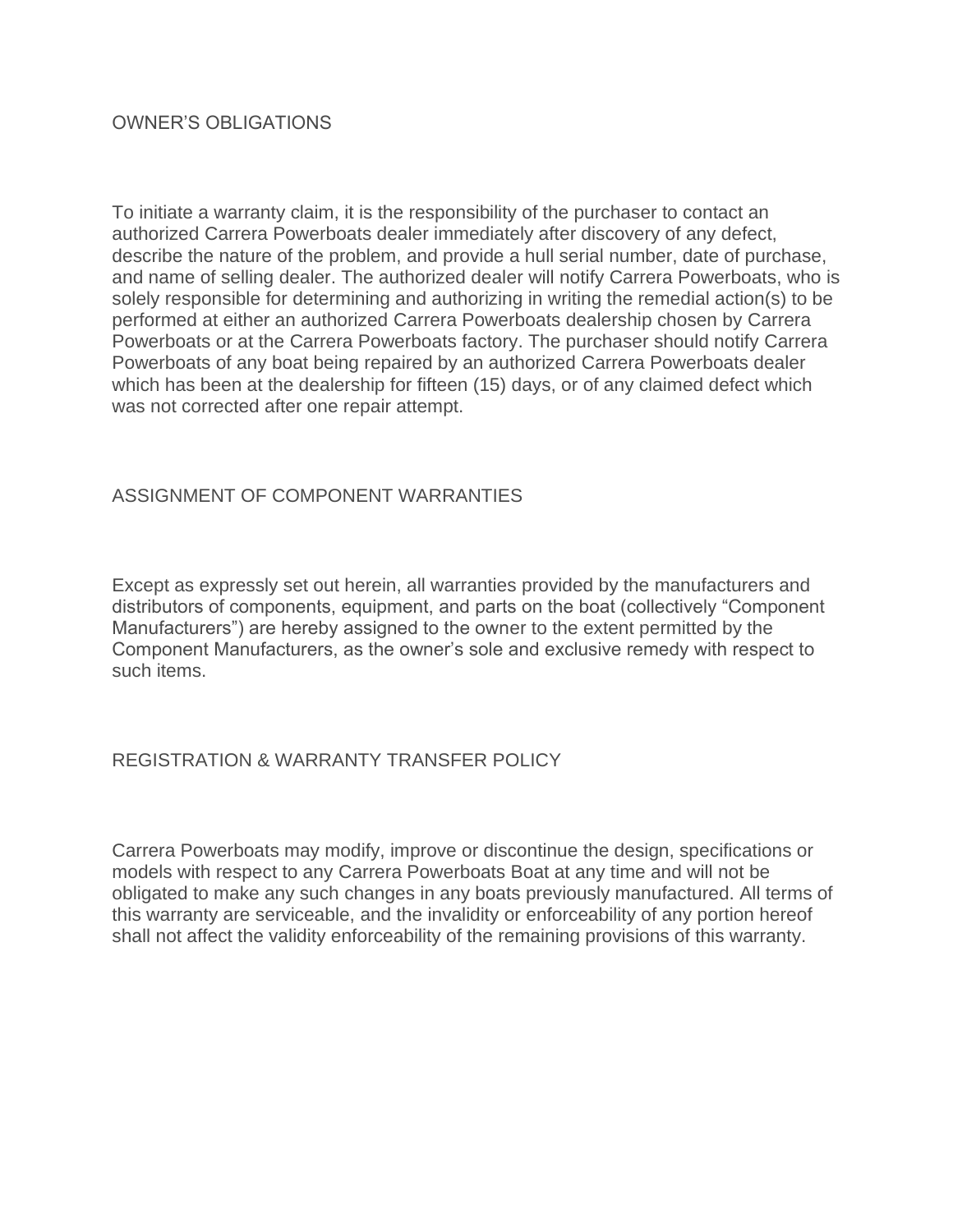## OWNER'S OBLIGATIONS

To initiate a warranty claim, it is the responsibility of the purchaser to contact an authorized Carrera Powerboats dealer immediately after discovery of any defect, describe the nature of the problem, and provide a hull serial number, date of purchase, and name of selling dealer. The authorized dealer will notify Carrera Powerboats, who is solely responsible for determining and authorizing in writing the remedial action(s) to be performed at either an authorized Carrera Powerboats dealership chosen by Carrera Powerboats or at the Carrera Powerboats factory. The purchaser should notify Carrera Powerboats of any boat being repaired by an authorized Carrera Powerboats dealer which has been at the dealership for fifteen (15) days, or of any claimed defect which was not corrected after one repair attempt.

## ASSIGNMENT OF COMPONENT WARRANTIES

Except as expressly set out herein, all warranties provided by the manufacturers and distributors of components, equipment, and parts on the boat (collectively "Component Manufacturers") are hereby assigned to the owner to the extent permitted by the Component Manufacturers, as the owner's sole and exclusive remedy with respect to such items.

## REGISTRATION & WARRANTY TRANSFER POLICY

Carrera Powerboats may modify, improve or discontinue the design, specifications or models with respect to any Carrera Powerboats Boat at any time and will not be obligated to make any such changes in any boats previously manufactured. All terms of this warranty are serviceable, and the invalidity or enforceability of any portion hereof shall not affect the validity enforceability of the remaining provisions of this warranty.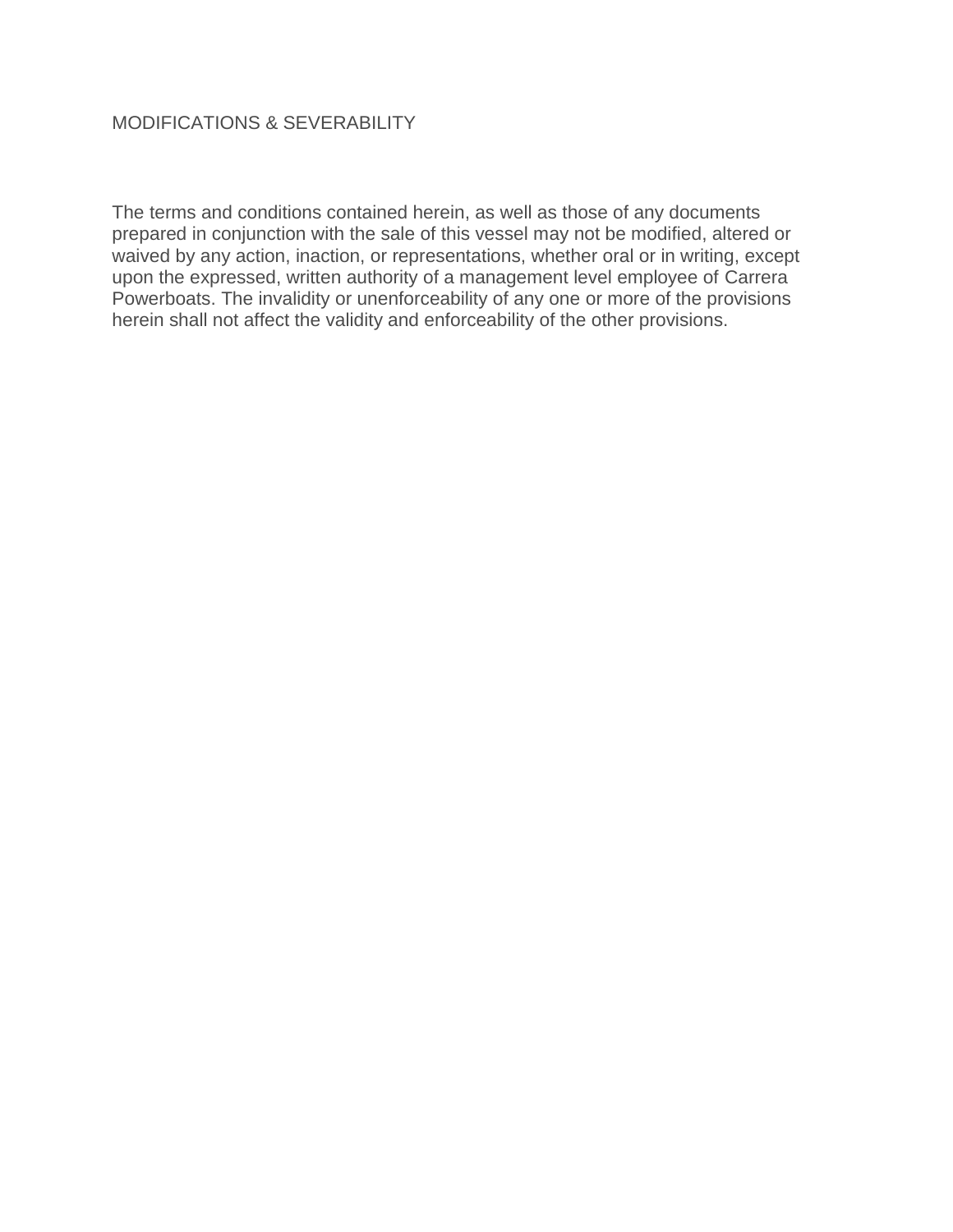## MODIFICATIONS & SEVERABILITY

The terms and conditions contained herein, as well as those of any documents prepared in conjunction with the sale of this vessel may not be modified, altered or waived by any action, inaction, or representations, whether oral or in writing, except upon the expressed, written authority of a management level employee of Carrera Powerboats. The invalidity or unenforceability of any one or more of the provisions herein shall not affect the validity and enforceability of the other provisions.